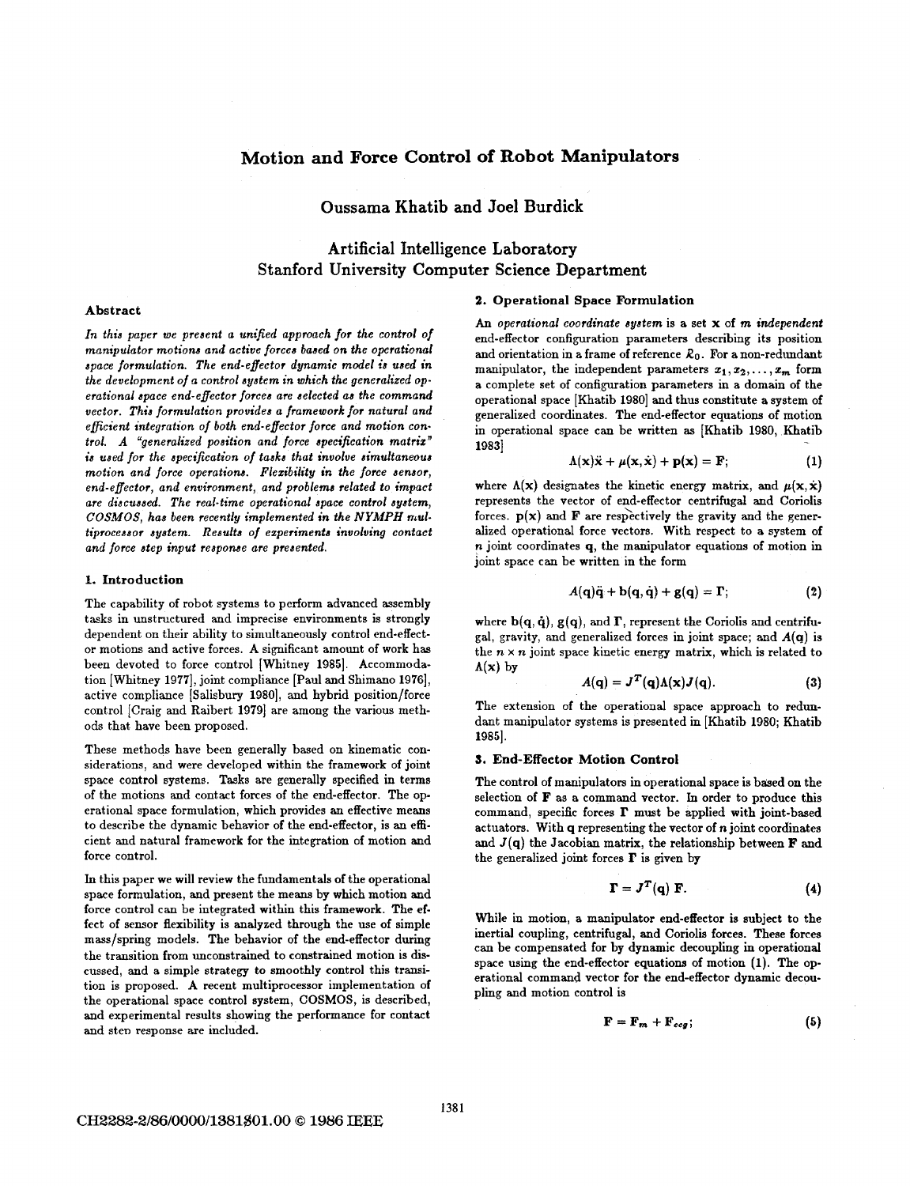# Motion and Force Control of Robot Manipulators

**Oussama Khatib and Joel Burdick**

**Artificial Intelligence Laboratory**
**Stanford University Computer Science Department**

### Abstract

*In this paper we present a unified approach for the control of manipulator motions and active forces based on the operational space formulation. The end-effector dynamic model is used in the development of a control system in which the generalized operational space end-effector forces are selected as the command vector. This formulation provides a framework for natural and efficient integration of both end-effector force and motion control. A "generalized position and force specification matrix" is used for the specification of tasks that involve simultaneous motion and force operations. Flexibility in the force sensor, end-effector, and environment, and problems related to impact are discussed. The real-time operational space control system, COSMOS, has been recently implemented in the NYMPH multiprocessor system. Results of experiments involving contact and force step input response are presented.*

## 1. Introduction

The capability of robot systems to perform advanced assembly tasks in unstructured and imprecise environments is strongly dependent on their ability to simultaneously control end-effector motions and active forces. A significant amount of work has been devoted to force control [Whitney 1985]. Accommodation [Whitney 1977], joint compliance [Paul and Shimano 1976], active compliance [Salisbury 1980], and hybrid position/force control [Craig and Raibert 1979] are among the various methods that have been proposed.

These methods have been generally based on kinematic considerations, and were developed within the framework of joint space control systems. Tasks are generally specified in terms of the motions and contact forces of the end-effector. The operational space formulation, which provides an effective means to describe the dynamic behavior of the end-effector, is an efficient and natural framework for the integration of motion and force control.

In this paper we will review the fundamentals of the operational space formulation, and present the means by which motion and force control can be integrated within this framework. The effect of sensor flexibility is analyzed through the use of simple mass/spring models. The behavior of the end-effector during the transition from unconstrained to constrained motion is discussed, and a simple strategy to smoothly control this transition is proposed. A recent multiprocessor implementation of the operational space control system, COSMOS, is described, and experimental results showing the performance for contact and step response are included.

## 2. Operational Space Formulation

An *operational coordinate system* is a set $\mathbf{x}$ of $m$ *independent* end-effector configuration parameters describing its position and orientation in a frame of reference $\mathcal{R}_0$. For a non-redundant manipulator, the independent parameters $x_1, x_2, \ldots, x_m$ form a complete set of configuration parameters in a domain of the operational space [Khatib 1980] and thus constitute a system of generalized coordinates. The end-effector equations of motion in operational space can be written as [Khatib 1980, Khatib 1983]

$$\Lambda(\mathbf{x})\ddot{\mathbf{x}} + \mu(\mathbf{x}, \dot{\mathbf{x}}) + \mathbf{p}(\mathbf{x}) = \mathbf{F}; \tag{1}$$

where $\Lambda(\mathbf{x})$ designates the kinetic energy matrix, and $\mu(\mathbf{x}, \dot{\mathbf{x}})$ represents the vector of end-effector centrifugal and Coriolis forces. $\mathbf{p}(\mathbf{x})$ and $\mathbf{F}$ are respectively the gravity and the generalized operational force vectors. With respect to a system of $n$ joint coordinates $\mathbf{q}$, the manipulator equations of motion in joint space can be written in the form

$$A(\mathbf{q})\ddot{\mathbf{q}} + \mathbf{b}(\mathbf{q}, \dot{\mathbf{q}}) + \mathbf{g}(\mathbf{q}) = \mathbf{\Gamma}; \tag{2}$$

where $\mathbf{b}(\mathbf{q}, \dot{\mathbf{q}})$, $\mathbf{g}(\mathbf{q})$, and $\mathbf{\Gamma}$, represent the Coriolis and centrifugal, gravity, and generalized forces in joint space; and $A(\mathbf{q})$ is the $n \times n$ joint space kinetic energy matrix, which is related to $\Lambda(\mathbf{x})$ by

$$A(\mathbf{q}) = J^T(\mathbf{q})\Lambda(\mathbf{x})J(\mathbf{q}). \tag{3}$$

The extension of the operational space approach to redundant manipulator systems is presented in [Khatib 1980; Khatib 1985].

## 3. End-Effector Motion Control

The control of manipulators in operational space is based on the selection of $\mathbf{F}$ as a command vector. In order to produce this command, specific forces $\mathbf{\Gamma}$ must be applied with joint-based actuators. With $\mathbf{q}$ representing the vector of $n$ joint coordinates and $J(\mathbf{q})$ the Jacobian matrix, the relationship between $\mathbf{F}$ and the generalized joint forces $\mathbf{\Gamma}$ is given by

$$\mathbf{\Gamma} = J^T(\mathbf{q})\ \mathbf{F}. \tag{4}$$

While in motion, a manipulator end-effector is subject to the inertial coupling, centrifugal, and Coriolis forces. These forces can be compensated for by dynamic decoupling in operational space using the end-effector equations of motion (1). The operational command vector for the end-effector dynamic decoupling and motion control is

$$\mathbf{F} = \mathbf{F}_m + \mathbf{F}_{ccg}; \tag{5}$$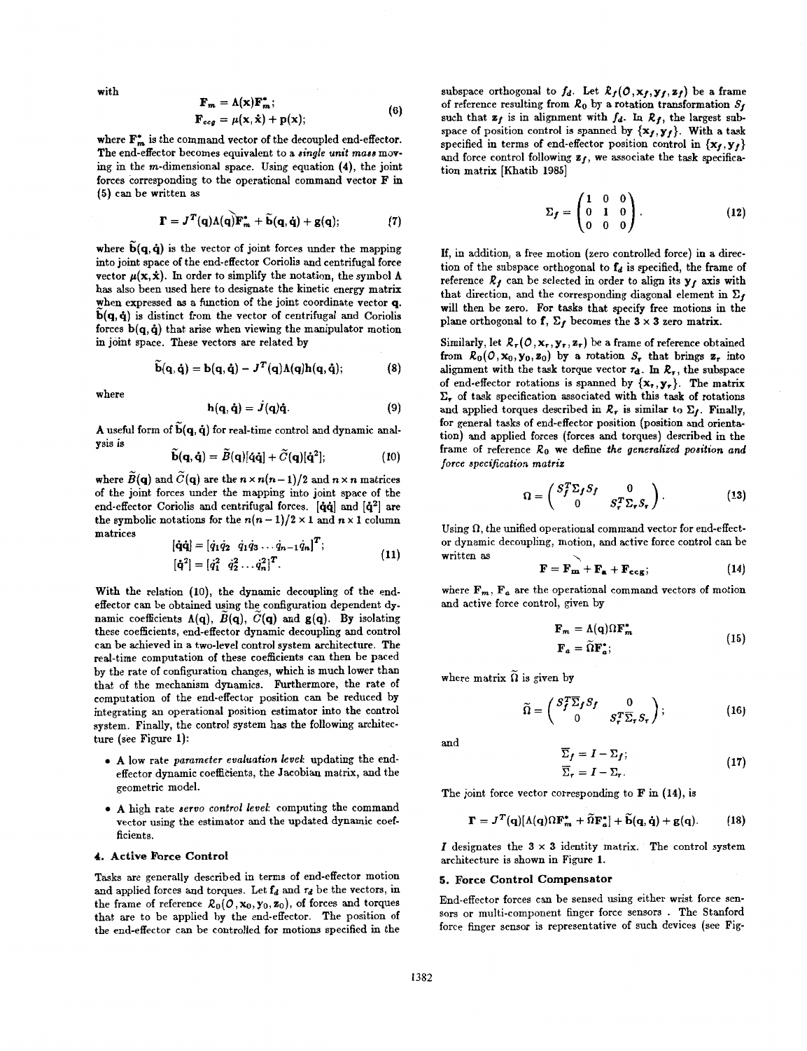with

$$\mathbf{F}_m = \Lambda(\mathbf{x})\mathbf{F}_m^*;$$
$$\mathbf{F}_{ccg} = \mu(\mathbf{x}, \dot{\mathbf{x}}) + \mathbf{p}(\mathbf{x}); \tag{6}$$

where $\mathbf{F}_m^*$ is the command vector of the decoupled end-effector. The end-effector becomes equivalent to a *single unit mass* moving in the $m$-dimensional space. Using equation (4), the joint forces corresponding to the operational command vector $\mathbf{F}$ in (5) can be written as

$$\Gamma = J^T(\mathbf{q})\Lambda(\mathbf{q})\mathbf{F}_m^* + \widetilde{\mathbf{b}}(\mathbf{q}, \dot{\mathbf{q}}) + \mathbf{g}(\mathbf{q}); \tag{7}$$

where $\widetilde{\mathbf{b}}(\mathbf{q}, \dot{\mathbf{q}})$ is the vector of joint forces under the mapping into joint space of the end-effector Coriolis and centrifugal force vector $\mu(\mathbf{x}, \dot{\mathbf{x}})$. In order to simplify the notation, the symbol $\Lambda$ has also been used here to designate the kinetic energy matrix when expressed as a function of the joint coordinate vector $\mathbf{q}$. $\widetilde{\mathbf{b}}(\mathbf{q}, \dot{\mathbf{q}})$ is distinct from the vector of centrifugal and Coriolis forces $\mathbf{b}(\mathbf{q}, \dot{\mathbf{q}})$ that arise when viewing the manipulator motion in joint space. These vectors are related by

$$\widetilde{\mathbf{b}}(\mathbf{q}, \dot{\mathbf{q}}) = \mathbf{b}(\mathbf{q}, \dot{\mathbf{q}}) - J^T(\mathbf{q})\Lambda(\mathbf{q})\mathbf{h}(\mathbf{q}, \dot{\mathbf{q}}); \tag{8}$$

where

$$\mathbf{h}(\mathbf{q}, \dot{\mathbf{q}}) = \dot{J}(\mathbf{q})\dot{\mathbf{q}}. \tag{9}$$

A useful form of $\widetilde{\mathbf{b}}(\mathbf{q}, \dot{\mathbf{q}})$ for real-time control and dynamic analysis is

$$\widetilde{\mathbf{b}}(\mathbf{q}, \dot{\mathbf{q}}) = \widetilde{B}(\mathbf{q})[\dot{\mathbf{q}}\dot{\mathbf{q}}] + \widetilde{C}(\mathbf{q})[\dot{\mathbf{q}}^2]; \tag{10}$$

where $\widetilde{B}(\mathbf{q})$ and $\widetilde{C}(\mathbf{q})$ are the $n \times n(n-1)/2$ and $n \times n$ matrices of the joint forces under the mapping into joint space of the end-effector Coriolis and centrifugal forces. $[\dot{\mathbf{q}}\dot{\mathbf{q}}]$ and $[\dot{\mathbf{q}}^2]$ are the symbolic notations for the $n(n-1)/2 \times 1$ and $n \times 1$ column matrices

$$[\dot{\mathbf{q}}\dot{\mathbf{q}}] = [\dot{q}_1\dot{q}_2 \;\; \dot{q}_1\dot{q}_3 \cdots \dot{q}_{n-1}\dot{q}_n]^T;$$
$$[\dot{\mathbf{q}}^2] = [\dot{q}_1^2 \;\; \dot{q}_2^2 \cdots \dot{q}_n^2]^T. \tag{11}$$

With the relation (10), the dynamic decoupling of the end-effector can be obtained using the configuration dependent dynamic coefficients $\Lambda(\mathbf{q})$, $\widetilde{B}(\mathbf{q})$, $\widetilde{C}(\mathbf{q})$ and $\mathbf{g}(\mathbf{q})$. By isolating these coefficients, end-effector dynamic decoupling and control can be achieved in a two-level control system architecture. The real-time computation of these coefficients can then be paced by the rate of configuration changes, which is much lower than that of the mechanism dynamics. Furthermore, the rate of computation of the end-effector position can be reduced by integrating an operational position estimator into the control system. Finally, the control system has the following architecture (see Figure 1):

- A low rate *parameter evaluation level*: updating the end-effector dynamic coefficients, the Jacobian matrix, and the geometric model.
- A high rate *servo control level*: computing the command vector using the estimator and the updated dynamic coefficients.

## 4. Active Force Control

Tasks are generally described in terms of end-effector motion and applied forces and torques. Let $f_d$ and $\tau_d$ be the vectors, in the frame of reference $\mathcal{R}_0(O, \mathbf{x}_0, \mathbf{y}_0, \mathbf{z}_0)$, of forces and torques that are to be applied by the end-effector. The position of the end-effector can be controlled for motions specified in the subspace orthogonal to $f_d$. Let $\mathcal{R}_f(O, \mathbf{x}_f, \mathbf{y}_f, \mathbf{z}_f)$ be a frame of reference resulting from $\mathcal{R}_0$ by a rotation transformation $S_f$ such that $\mathbf{z}_f$ is in alignment with $f_d$. In $\mathcal{R}_f$, the largest subspace of position control is spanned by $\{\mathbf{x}_f, \mathbf{y}_f\}$. With a task specified in terms of end-effector position control in $\{\mathbf{x}_f, \mathbf{y}_f\}$ and force control following $\mathbf{z}_f$, we associate the task specification matrix [Khatib 1985]

$$\Sigma_f = \begin{pmatrix} 1 & 0 & 0 \\ 0 & 1 & 0 \\ 0 & 0 & 0 \end{pmatrix}. \tag{12}$$

If, in addition, a free motion (zero controlled force) in a direction of the subspace orthogonal to $\mathbf{f}_d$ is specified, the frame of reference $\mathcal{R}_f$ can be selected in order to align its $\mathbf{y}_f$ axis with that direction, and the corresponding diagonal element in $\Sigma_f$ will then be zero. For tasks that specify free motions in the plane orthogonal to $\mathbf{f}$, $\Sigma_f$ becomes the $3 \times 3$ zero matrix.

Similarly, let $\mathcal{R}_r(O, \mathbf{x}_r, \mathbf{y}_r, \mathbf{z}_r)$ be a frame of reference obtained from $\mathcal{R}_0(O, \mathbf{x}_0, \mathbf{y}_0, \mathbf{z}_0)$ by a rotation $S_r$ that brings $\mathbf{z}_r$ into alignment with the task torque vector $\tau_d$. In $\mathcal{R}_r$, the subspace of end-effector rotations is spanned by $\{\mathbf{x}_r, \mathbf{y}_r\}$. The matrix $\Sigma_r$ of task specification associated with this task of rotations and applied torques described in $\mathcal{R}_r$ is similar to $\Sigma_f$. Finally, for general tasks of end-effector position (position and orientation) and applied forces (forces and torques) described in the frame of reference $\mathcal{R}_0$ we define *the generalized position and force specification matrix*

$$\Omega = \begin{pmatrix} S_f^T \Sigma_f S_f & 0 \\ 0 & S_r^T \Sigma_r S_r \end{pmatrix}. \tag{13}$$

Using $\Omega$, the unified operational command vector for end-effector dynamic decoupling, motion, and active force control can be written as

$$\mathbf{F} = \mathbf{F}_m + \mathbf{F}_a + \mathbf{F}_{ccg}; \tag{14}$$

where $\mathbf{F}_m$, $\mathbf{F}_a$ are the operational command vectors of motion and active force control, given by

$$\mathbf{F}_m = \Lambda(\mathbf{q})\Omega\mathbf{F}_m^*$$
$$\mathbf{F}_a = \widetilde{\Omega}\mathbf{F}_a^*; \tag{15}$$

where matrix $\widetilde{\Omega}$ is given by

$$\widetilde{\Omega} = \begin{pmatrix} S_f^T \overline{\Sigma}_f S_f & 0 \\ 0 & S_r^T \overline{\Sigma}_r S_r \end{pmatrix}; \tag{16}$$

and

$$\overline{\Sigma}_f = I - \Sigma_f;$$
$$\overline{\Sigma}_r = I - \Sigma_r. \tag{17}$$

The joint force vector corresponding to $\mathbf{F}$ in (14), is

$$\Gamma = J^T(\mathbf{q})[\Lambda(\mathbf{q})\Omega\mathbf{F}_m^* + \widetilde{\Omega}\mathbf{F}_a^*] + \widetilde{\mathbf{b}}(\mathbf{q}, \dot{\mathbf{q}}) + \mathbf{g}(\mathbf{q}). \tag{18}$$

$I$ designates the $3 \times 3$ identity matrix. The control system architecture is shown in Figure 1.

## 5. Force Control Compensator

End-effector forces can be sensed using either wrist force sensors or multi-component finger force sensors . The Stanford force finger sensor is representative of such devices (see Fig-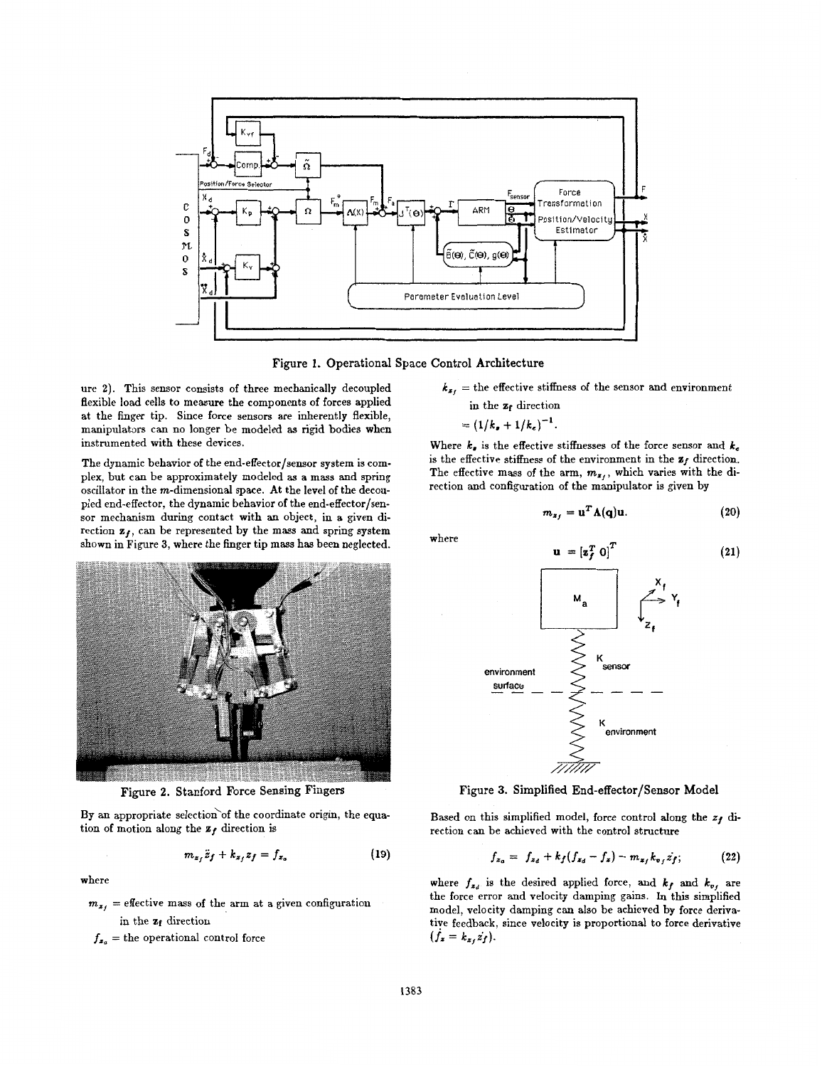Figure 1. Operational Space Control Architecture

ure 2). This sensor consists of three mechanically decoupled flexible load cells to measure the components of forces applied at the finger tip. Since force sensors are inherently flexible, manipulators can no longer be modeled as rigid bodies when instrumented with these devices.

The dynamic behavior of the end-effector/sensor system is complex, but can be approximately modeled as a mass and spring oscillator in the $m$-dimensional space. At the level of the decoupled end-effector, the dynamic behavior of the end-effector/sensor mechanism during contact with an object, in a given direction $\mathbf{z}_f$, can be represented by the mass and spring system shown in Figure 3, where the finger tip mass has been neglected.

Figure 2. Stanford Force Sensing Fingers

By an appropriate selection of the coordinate origin, the equation of motion along the $\mathbf{z}_f$ direction is

$$m_{z_f}\ddot{z}_f + k_{z_f}z_f = f_{z_o} \tag{19}$$

where

$m_{z_f}$ = effective mass of the arm at a given configuration in the $\mathbf{z}_f$ direction

$f_{z_o}$ = the operational control force

$k_{z_f}$ = the effective stiffness of the sensor and environment in the $\mathbf{z}_f$ direction
$= (1/k_s + 1/k_e)^{-1}$.

Where $k_s$ is the effective stiffnesses of the force sensor and $k_e$ is the effective stiffness of the environment in the $\mathbf{z}_f$ direction. The effective mass of the arm, $m_{z_f}$, which varies with the direction and configuration of the manipulator is given by

$$m_{z_f} = \mathbf{u}^T\mathbf{\Lambda}(\mathbf{q})\mathbf{u}. \tag{20}$$

where

$$\mathbf{u} = [\mathbf{z}_f^T \; 0]^T \tag{21}$$

Figure 3. Simplified End-effector/Sensor Model

Based on this simplified model, force control along the $z_f$ direction can be achieved with the control structure

$$f_{z_o} = f_{z_d} + k_f(f_{z_d} - f_z) - m_{z_f}k_{v_f}\dot{z}_f; \tag{22}$$

where $f_{z_d}$ is the desired applied force, and $k_f$ and $k_{v_f}$ are the force error and velocity damping gains. In this simplified model, velocity damping can also be achieved by force derivative feedback, since velocity is proportional to force derivative ($\dot{f}_z = k_{z_f}\dot{z}_f$).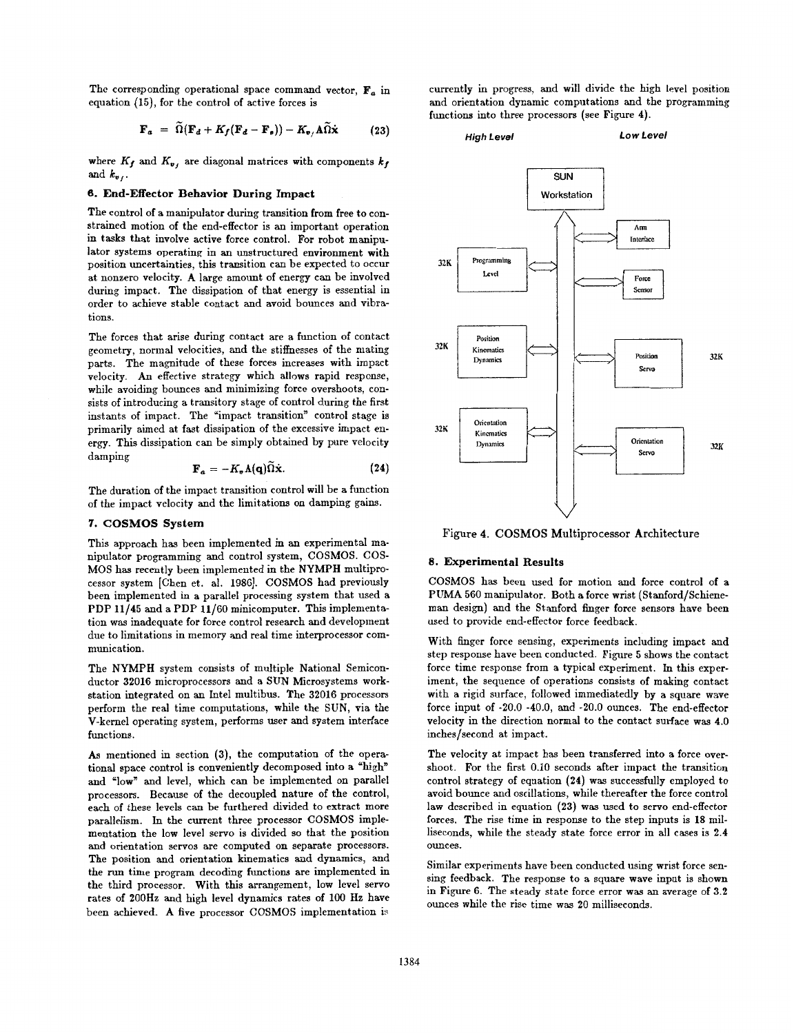The corresponding operational space command vector, $\mathbf{F}_a$ in equation (15), for the control of active forces is

$$\mathbf{F}_a = \tilde{\Omega}(\mathbf{F}_d + K_f(\mathbf{F}_d - \mathbf{F}_s)) - K_{v_f}\Lambda\tilde{\Omega}\dot{\mathbf{x}} \qquad (23)$$

where $K_f$ and $K_{v_f}$ are diagonal matrices with components $k_f$ and $k_{v_f}$.

## 6. End-Effector Behavior During Impact

The control of a manipulator during transition from free to constrained motion of the end-effector is an important operation in tasks that involve active force control. For robot manipulator systems operating in an unstructured environment with position uncertainties, this transition can be expected to occur at nonzero velocity. A large amount of energy can be involved during impact. The dissipation of that energy is essential in order to achieve stable contact and avoid bounces and vibrations.

The forces that arise during contact are a function of contact geometry, normal velocities, and the stiffnesses of the mating parts. The magnitude of these forces increases with impact velocity. An effective strategy which allows rapid response, while avoiding bounces and minimizing force overshoots, consists of introducing a transitory stage of control during the first instants of impact. The "impact transition" control stage is primarily aimed at fast dissipation of the excessive impact energy. This dissipation can be simply obtained by pure velocity damping

$$\mathbf{F}_a = -K_v\Lambda(\mathbf{q})\tilde{\Omega}\dot{\mathbf{x}}. \qquad (24)$$

The duration of the impact transition control will be a function of the impact velocity and the limitations on damping gains.

## 7. COSMOS System

This approach has been implemented in an experimental manipulator programming and control system, COSMOS. COSMOS has recently been implemented in the NYMPH multiprocessor system [Chen et. al. 1986]. COSMOS had previously been implemented in a parallel processing system that used a PDP 11/45 and a PDP 11/60 minicomputer. This implementation was inadequate for force control research and development due to limitations in memory and real time interprocessor communication.

The NYMPH system consists of multiple National Semiconductor 32016 microprocessors and a SUN Microsystems workstation integrated on an Intel multibus. The 32016 processors perform the real time computations, while the SUN, via the V-kernel operating system, performs user and system interface functions.

As mentioned in section (3), the computation of the operational space control is conveniently decomposed into a "high" and "low" and level, which can be implemented on parallel processors. Because of the decoupled nature of the control, each of these levels can be furthered divided to extract more parallelism. In the current three processor COSMOS implementation the low level servo is divided so that the position and orientation servos are computed on separate processors. The position and orientation kinematics and dynamics, and the run time program decoding functions are implemented in the third processor. With this arrangement, low level servo rates of 200Hz and high level dynamics rates of 100 Hz have been achieved. A five processor COSMOS implementation is currently in progress, and will divide the high level position and orientation dynamic computations and the programming functions into three processors (see Figure 4).

Figure 4. COSMOS Multiprocessor Architecture

## 8. Experimental Results

COSMOS has been used for motion and force control of a PUMA 560 manipulator. Both a force wrist (Stanford/Schieneman design) and the Stanford finger force sensors have been used to provide end-effector force feedback.

With finger force sensing, experiments including impact and step response have been conducted. Figure 5 shows the contact force time response from a typical experiment. In this experiment, the sequence of operations consists of making contact with a rigid surface, followed immediatedly by a square wave force input of -20.0 -40.0, and -20.0 ounces. The end-effector velocity in the direction normal to the contact surface was 4.0 inches/second at impact.

The velocity at impact has been transferred into a force overshoot. For the first 0.10 seconds after impact the transition control strategy of equation (24) was successfully employed to avoid bounce and oscillations, while thereafter the force control law described in equation (23) was used to servo end-effector forces. The rise time in response to the step inputs is 18 milliseconds, while the steady state force error in all cases is 2.4 ounces.

Similar experiments have been conducted using wrist force sensing feedback. The response to a square wave input is shown in Figure 6. The steady state force error was an average of 3.2 ounces while the rise time was 20 milliseconds.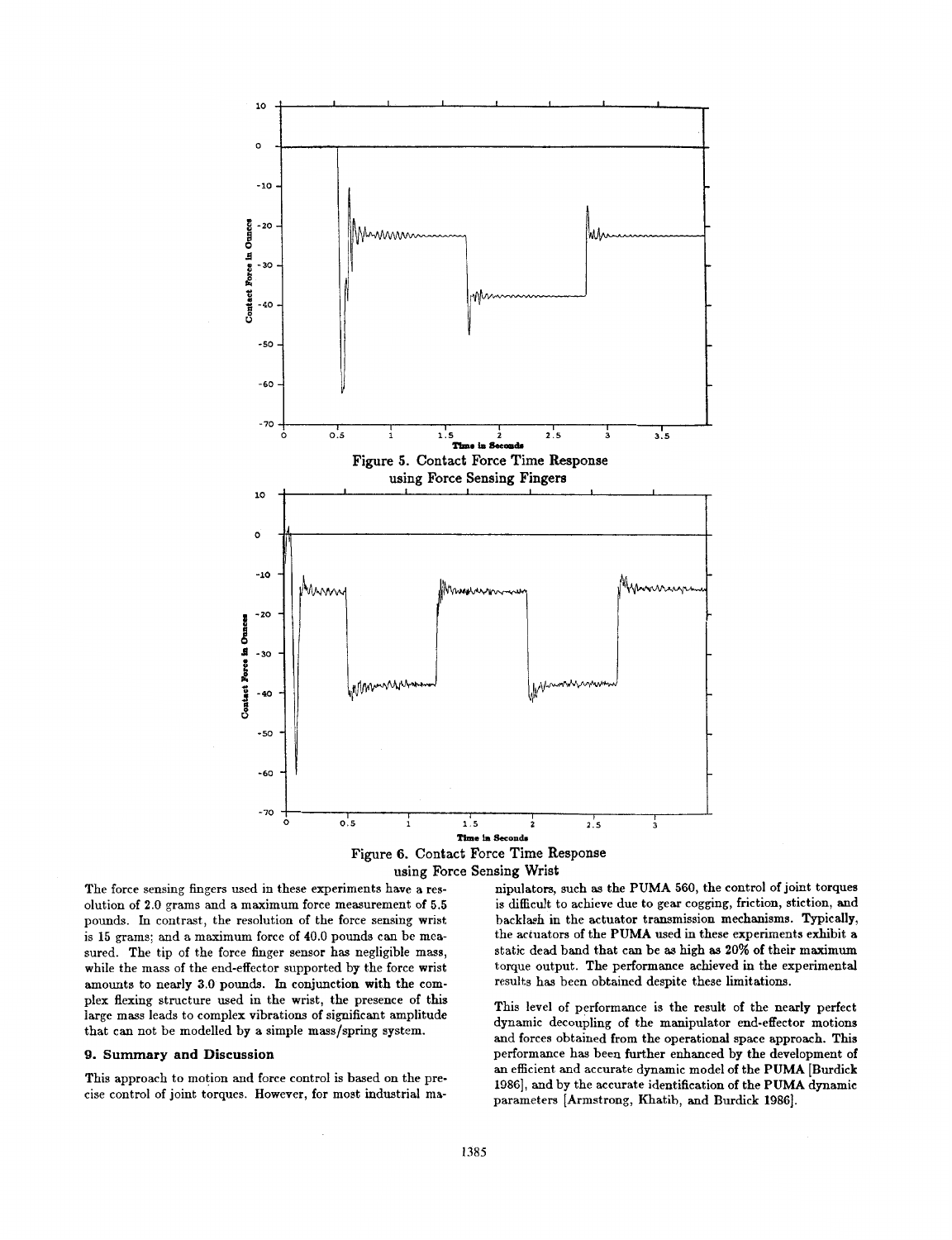Figure 5. Contact Force Time Response using Force Sensing Fingers

Figure 6. Contact Force Time Response using Force Sensing Wrist

The force sensing fingers used in these experiments have a resolution of 2.0 grams and a maximum force measurement of 5.5 pounds. In contrast, the resolution of the force sensing wrist is 15 grams; and a maximum force of 40.0 pounds can be measured. The tip of the force finger sensor has negligible mass, while the mass of the end-effector supported by the force wrist amounts to nearly 3.0 pounds. In conjunction with the complex flexing structure used in the wrist, the presence of this large mass leads to complex vibrations of significant amplitude that can not be modelled by a simple mass/spring system.

## 9. Summary and Discussion

This approach to motion and force control is based on the precise control of joint torques. However, for most industrial manipulators, such as the PUMA 560, the control of joint torques is difficult to achieve due to gear cogging, friction, stiction, and backlash in the actuator transmission mechanisms. Typically, the actuators of the PUMA used in these experiments exhibit a static dead band that can be as high as 20% of their maximum torque output. The performance achieved in the experimental results has been obtained despite these limitations.

This level of performance is the result of the nearly perfect dynamic decoupling of the manipulator end-effector motions and forces obtained from the operational space approach. This performance has been further enhanced by the development of an efficient and accurate dynamic model of the PUMA [Burdick 1986], and by the accurate identification of the PUMA dynamic parameters [Armstrong, Khatib, and Burdick 1986].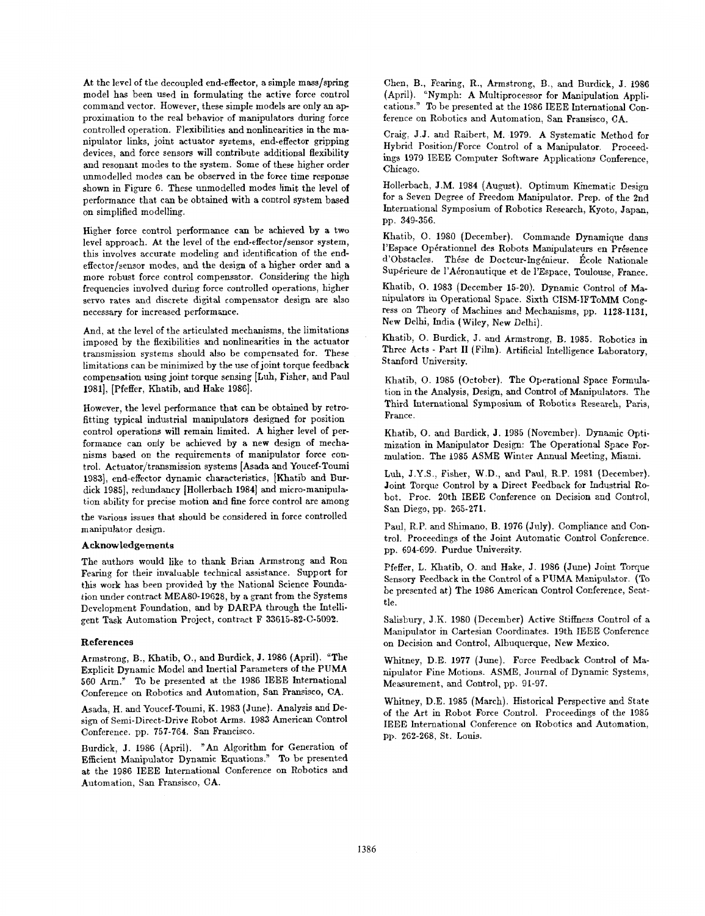At the level of the decoupled end-effector, a simple mass/spring model has been used in formulating the active force control command vector. However, these simple models are only an approximation to the real behavior of manipulators during force controlled operation. Flexibilities and nonlinearities in the manipulator links, joint actuator systems, end-effector gripping devices, and force sensors will contribute additional flexibility and resonant modes to the system. Some of these higher order unmodelled modes can be observed in the force time response shown in Figure 6. These unmodelled modes limit the level of performance that can be obtained with a control system based on simplified modelling.

Higher force control performance can be achieved by a two level approach. At the level of the end-effector/sensor system, this involves accurate modeling and identification of the end-effector/sensor modes, and the design of a higher order and a more robust force control compensator. Considering the high frequencies involved during force controlled operations, higher servo rates and discrete digital compensator design are also necessary for increased performance.

And, at the level of the articulated mechanisms, the limitations imposed by the flexibilities and nonlinearities in the actuator transmission systems should also be compensated for. These limitations can be minimized by the use of joint torque feedback compensation using joint torque sensing [Luh, Fisher, and Paul 1981], [Pfeffer, Khatib, and Hake 1986].

However, the level performance that can be obtained by retrofitting typical industrial manipulators designed for position control operations will remain limited. A higher level of performance can only be achieved by a new design of mechanisms based on the requirements of manipulator force control. Actuator/transmission systems [Asada and Youcef-Toumi 1983], end-effector dynamic characteristics, [Khatib and Burdick 1985], redundancy [Hollerbach 1984] and micro-manipulation ability for precise motion and fine force control are among the various issues that should be considered in force controlled manipulator design.

### Acknowledgements

The authors would like to thank Brian Armstrong and Ron Fearing for their invaluable technical assistance. Support for this work has been provided by the National Science Foundation under contract MEA80-19628, by a grant from the Systems Development Foundation, and by DARPA through the Intelligent Task Automation Project, contract F 33615-82-C-5092.

### References

Armstrong, B., Khatib, O., and Burdick, J. 1986 (April). "The Explicit Dynamic Model and Inertial Parameters of the PUMA 560 Arm." To be presented at the 1986 IEEE International Conference on Robotics and Automation, San Fransisco, CA.

Asada, H. and Youcef-Toumi, K. 1983 (June). Analysis and Design of Semi-Direct-Drive Robot Arms. 1983 American Control Conference. pp. 757-764. San Francisco.

Burdick, J. 1986 (April). "An Algorithm for Generation of Efficient Manipulator Dynamic Equations." To be presented at the 1986 IEEE International Conference on Robotics and Automation, San Fransisco, CA.

Chen, B., Fearing, R., Armstrong, B., and Burdick, J. 1986 (April). "Nymph: A Multiprocessor for Manipulation Applications." To be presented at the 1986 IEEE International Conference on Robotics and Automation, San Fransisco, CA.

Craig, J.J. and Raibert, M. 1979. A Systematic Method for Hybrid Position/Force Control of a Manipulator. Proceedings 1979 IEEE Computer Software Applications Conference, Chicago.

Hollerbach, J.M. 1984 (August). Optimum Kinematic Design for a Seven Degree of Freedom Manipulator. Prep. of the 2nd International Symposium of Robotics Research, Kyoto, Japan, pp. 349-356.

Khatib, O. 1980 (December). Commande Dynamique dans l'Espace Opérationnel des Robots Manipulateurs en Présence d'Obstacles. Thése de Docteur-Ingénieur. École Nationale Supérieure de l'Aéronautique et de l'Espace, Toulouse, France.

Khatib, O. 1983 (December 15-20). Dynamic Control of Manipulators in Operational Space. Sixth CISM-IFToMM Congress on Theory of Machines and Mechanisms, pp. 1128-1131, New Delhi, India (Wiley, New Delhi).

Khatib, O. Burdick, J. and Armstrong, B. 1985. Robotics in Three Acts - Part II (Film). Artificial Intelligence Laboratory, Stanford University.

Khatib, O. 1985 (October). The Operational Space Formulation in the Analysis, Design, and Control of Manipulators. The Third International Symposium of Robotics Research, Paris, France.

Khatib, O. and Burdick, J. 1985 (November). Dynamic Optimization in Manipulator Design: The Operational Space Formulation. The 1985 ASME Winter Annual Meeting, Miami.

Luh, J.Y.S., Fisher, W.D., and Paul, R.P. 1981 (December). Joint Torque Control by a Direct Feedback for Industrial Robot. Proc. 20th IEEE Conference on Decision and Control, San Diego, pp. 265-271.

Paul, R.P. and Shimano, B. 1976 (July). Compliance and Control. Proceedings of the Joint Automatic Control Conference. pp. 694-699. Purdue University.

Pfeffer, L. Khatib, O. and Hake, J. 1986 (June) Joint Torque Sensory Feedback in the Control of a PUMA Manipulator. (To be presented at) The 1986 American Control Conference, Seattle.

Salisbury, J.K. 1980 (December) Active Stiffness Control of a Manipulator in Cartesian Coordinates. 19th IEEE Conference on Decision and Control, Albuquerque, New Mexico.

Whitney, D.E. 1977 (June). Force Feedback Control of Manipulator Fine Motions. ASME, Journal of Dynamic Systems, Measurement, and Control, pp. 91-97.

Whitney, D.E. 1985 (March). Historical Perspective and State of the Art in Robot Force Control. Proceedings of the 1985 IEEE International Conference on Robotics and Automation, pp. 262-268, St. Louis.